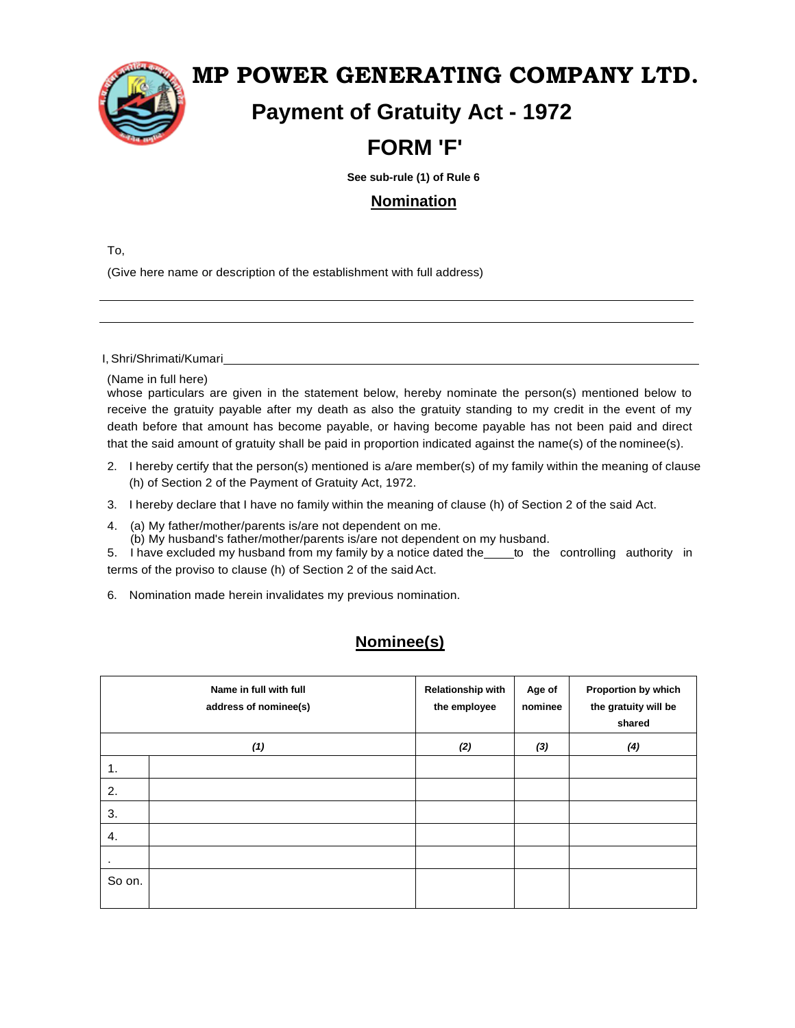# MP POWER GENERATING COMPANY LTD.

## Payment of Gratuity Act - 1972

## FORM 'F'

**See sub-rule (1) of Rule 6**

**Nomination**

To,

(Give here name or description of the establishment with full address)

______________________________________________________________

______________________________________________________________

I, Shri/Shrimati/Kumari______________________________________________

(Name in full here)

whose particulars are given in the statement below, hereby nominate the person(s) mentioned below to receive the gratuity payable after my death as also the gratuity standing to my credit in the event of my death before that amount has become payable, or having become payable has not been paid and direct that the said amount of gratuity shall be paid in proportion indicated against the name(s) of the nominee(s).

2. I hereby certify that the person(s) mentioned is a/are member(s) of my family within the meaning of clause (h) of Section 2 of the Payment of Gratuity Act, 1972.

3. I hereby declare that I have no family within the meaning of clause (h) of Section 2 of the said Act.

4. (a) My father/mother/parents is/are not dependent on me.
   (b) My husband's father/mother/parents is/are not dependent on my husband.

5. I have excluded my husband from my family by a notice dated the____to the controlling authority in terms of the proviso to clause (h) of Section 2 of the said Act.

6. Nomination made herein invalidates my previous nomination.

**Nominee(s)**

| | Name in full with full address of nominee(s) | Relationship with the employee | Age of nominee | Proportion by which the gratuity will be shared |
|---|---|---|---|---|
| | *(1)* | *(2)* | *(3)* | *(4)* |
| 1. | | | | |
| 2. | | | | |
| 3. | | | | |
| 4. | | | | |
| . | | | | |
| So on. | | | | |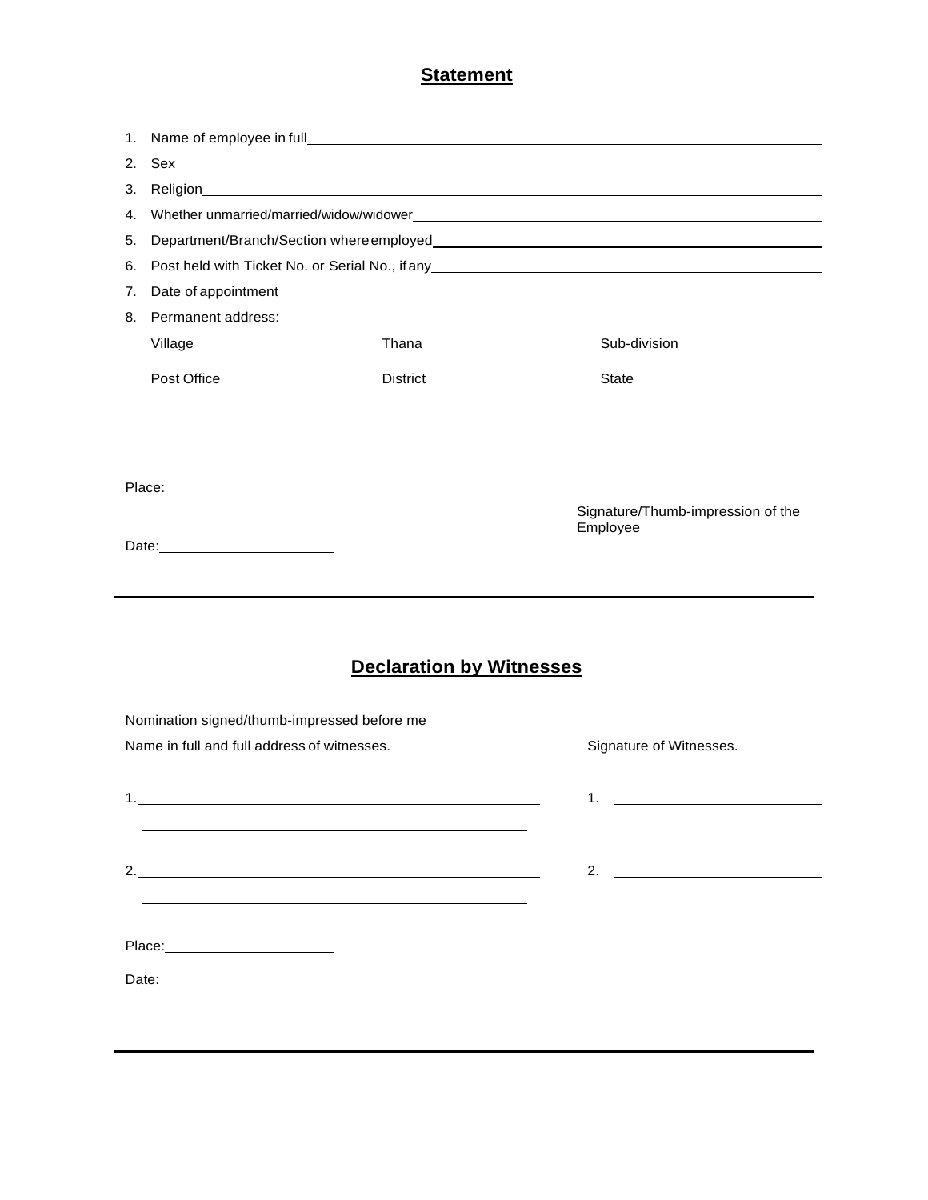## Statement

1. Name of employee in full ______________________________
2. Sex ______________________________
3. Religion ______________________________
4. Whether unmarried/married/widow/widower ______________________________
5. Department/Branch/Section where employed ______________________________
6. Post held with Ticket No. or Serial No., if any ______________________________
7. Date of appointment ______________________________
8. Permanent address:

   Village ____________ Thana ____________ Sub-division ____________

   Post Office ____________ District ____________ State ____________

Place: ____________

Date: ____________

Signature/Thumb-impression of the Employee

---

## Declaration by Witnesses

Nomination signed/thumb-impressed before me

Name in full and full address of witnesses.

Signature of Witnesses.

1. ______________________________ 1. ____________

2. ______________________________ 2. ____________

Place: ____________

Date: ____________

---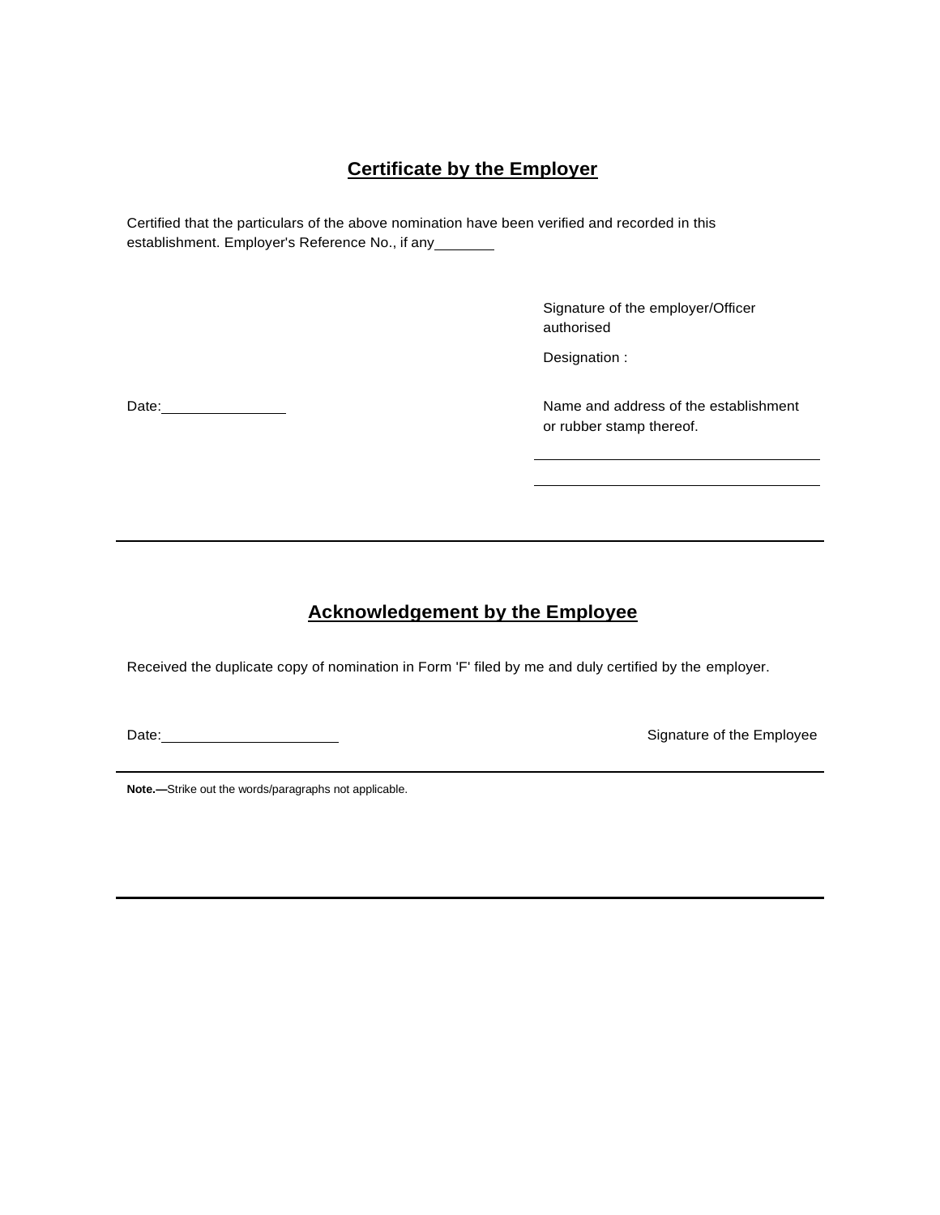## Certificate by the Employer

Certified that the particulars of the above nomination have been verified and recorded in this establishment. Employer's Reference No., if any________

Signature of the employer/Officer authorised

Designation :

Date:____________

Name and address of the establishment or rubber stamp thereof.

____________________________

____________________________

---

## Acknowledgement by the Employee

Received the duplicate copy of nomination in Form 'F' filed by me and duly certified by the employer.

Date:________________

Signature of the Employee

---

**Note.—**Strike out the words/paragraphs not applicable.

---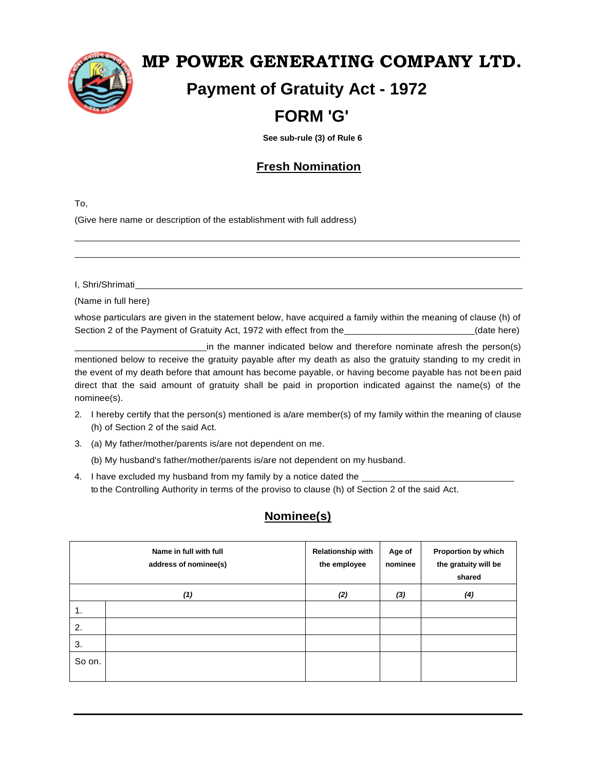# MP POWER GENERATING COMPANY LTD.

## Payment of Gratuity Act - 1972

## FORM 'G'

**See sub-rule (3) of Rule 6**

### <u>Fresh Nomination</u>

To,

(Give here name or description of the establishment with full address)

______________________________________________________________________

______________________________________________________________________

I, Shri/Shrimati______________________________________________________________

(Name in full here)

whose particulars are given in the statement below, have acquired a family within the meaning of clause (h) of Section 2 of the Payment of Gratuity Act, 1972 with effect from the________________________(date here)

________________________in the manner indicated below and therefore nominate afresh the person(s) mentioned below to receive the gratuity payable after my death as also the gratuity standing to my credit in the event of my death before that amount has become payable, or having become payable has not been paid direct that the said amount of gratuity shall be paid in proportion indicated against the name(s) of the nominee(s).

2. I hereby certify that the person(s) mentioned is a/are member(s) of my family within the meaning of clause (h) of Section 2 of the said Act.

3. (a) My father/mother/parents is/are not dependent on me.

   (b) My husband's father/mother/parents is/are not dependent on my husband.

4. I have excluded my husband from my family by a notice dated the ____________________________ to the Controlling Authority in terms of the proviso to clause (h) of Section 2 of the said Act.

### <u>Nominee(s)</u>

| Name in full with full address of nominee(s) | | Relationship with the employee | Age of nominee | Proportion by which the gratuity will be shared |
|---|---|---|---|---|
| *(1)* | | *(2)* | *(3)* | *(4)* |
| 1. | | | | |
| 2. | | | | |
| 3. | | | | |
| So on. | | | | |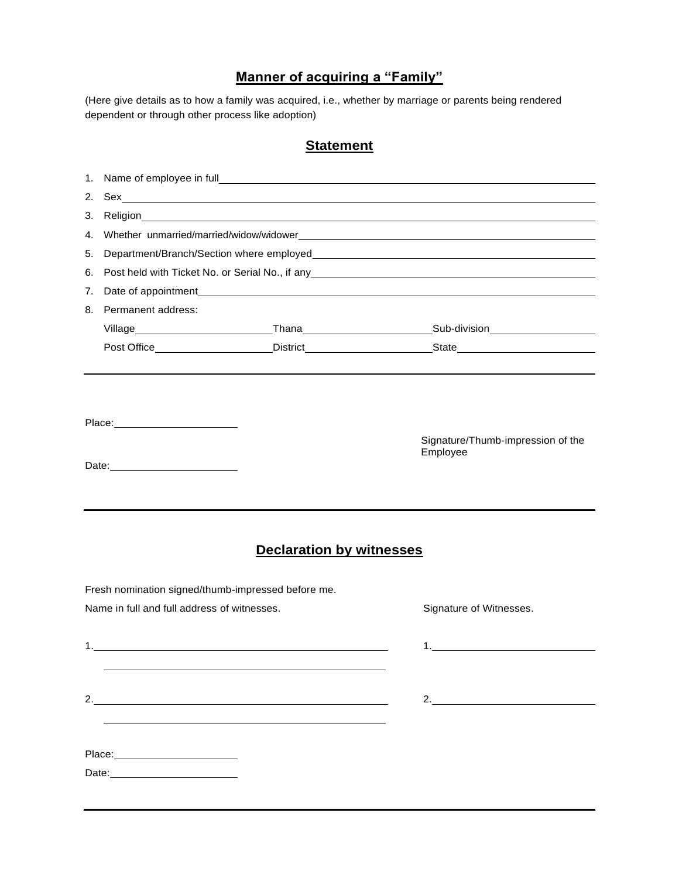## Manner of acquiring a "Family"

(Here give details as to how a family was acquired, i.e., whether by marriage or parents being rendered dependent or through other process like adoption)

## Statement

1. Name of employee in full\_\_\_\_\_\_\_\_\_\_\_\_\_\_\_\_\_\_\_\_\_\_\_\_\_\_\_\_\_\_\_\_\_\_\_\_\_\_\_\_
2. Sex\_\_\_\_\_\_\_\_\_\_\_\_\_\_\_\_\_\_\_\_\_\_\_\_\_\_\_\_\_\_\_\_\_\_\_\_\_\_\_\_
3. Religion\_\_\_\_\_\_\_\_\_\_\_\_\_\_\_\_\_\_\_\_\_\_\_\_\_\_\_\_\_\_\_\_\_\_\_\_\_\_\_\_
4. Whether unmarried/married/widow/widower\_\_\_\_\_\_\_\_\_\_\_\_\_\_\_\_\_\_\_\_\_\_\_\_\_\_\_\_\_\_\_\_\_\_\_\_\_\_\_\_
5. Department/Branch/Section where employed\_\_\_\_\_\_\_\_\_\_\_\_\_\_\_\_\_\_\_\_\_\_\_\_\_\_\_\_\_\_\_\_\_\_\_\_\_\_\_\_
6. Post held with Ticket No. or Serial No., if any\_\_\_\_\_\_\_\_\_\_\_\_\_\_\_\_\_\_\_\_\_\_\_\_\_\_\_\_\_\_\_\_\_\_\_\_\_\_\_\_
7. Date of appointment\_\_\_\_\_\_\_\_\_\_\_\_\_\_\_\_\_\_\_\_\_\_\_\_\_\_\_\_\_\_\_\_\_\_\_\_\_\_\_\_
8. Permanent address:

   Village\_\_\_\_\_\_\_\_\_\_\_\_\_\_\_\_\_\_\_\_ Thana\_\_\_\_\_\_\_\_\_\_\_\_\_\_\_\_\_\_\_\_ Sub-division\_\_\_\_\_\_\_\_\_\_\_\_\_\_\_\_\_\_\_\_

   Post Office\_\_\_\_\_\_\_\_\_\_\_\_\_\_\_\_\_\_\_\_ District\_\_\_\_\_\_\_\_\_\_\_\_\_\_\_\_\_\_\_\_ State\_\_\_\_\_\_\_\_\_\_\_\_\_\_\_\_\_\_\_\_

---

Place:\_\_\_\_\_\_\_\_\_\_\_\_\_\_\_\_\_\_\_\_

Date:\_\_\_\_\_\_\_\_\_\_\_\_\_\_\_\_\_\_\_\_

Signature/Thumb-impression of the Employee

---

## Declaration by witnesses

Fresh nomination signed/thumb-impressed before me.

| Name in full and full address of witnesses. | Signature of Witnesses. |
| --- | --- |
| 1.\_\_\_\_\_\_\_\_\_\_\_\_\_\_\_\_\_\_\_\_\_\_\_\_\_\_\_\_\_\_\_\_\_\_\_\_\_\_\_\_ | 1.\_\_\_\_\_\_\_\_\_\_\_\_\_\_\_\_\_\_\_\_\_\_\_\_\_\_\_\_ |
| 2.\_\_\_\_\_\_\_\_\_\_\_\_\_\_\_\_\_\_\_\_\_\_\_\_\_\_\_\_\_\_\_\_\_\_\_\_\_\_\_\_ | 2.\_\_\_\_\_\_\_\_\_\_\_\_\_\_\_\_\_\_\_\_\_\_\_\_\_\_\_\_ |

Place:\_\_\_\_\_\_\_\_\_\_\_\_\_\_\_\_\_\_\_\_

Date:\_\_\_\_\_\_\_\_\_\_\_\_\_\_\_\_\_\_\_\_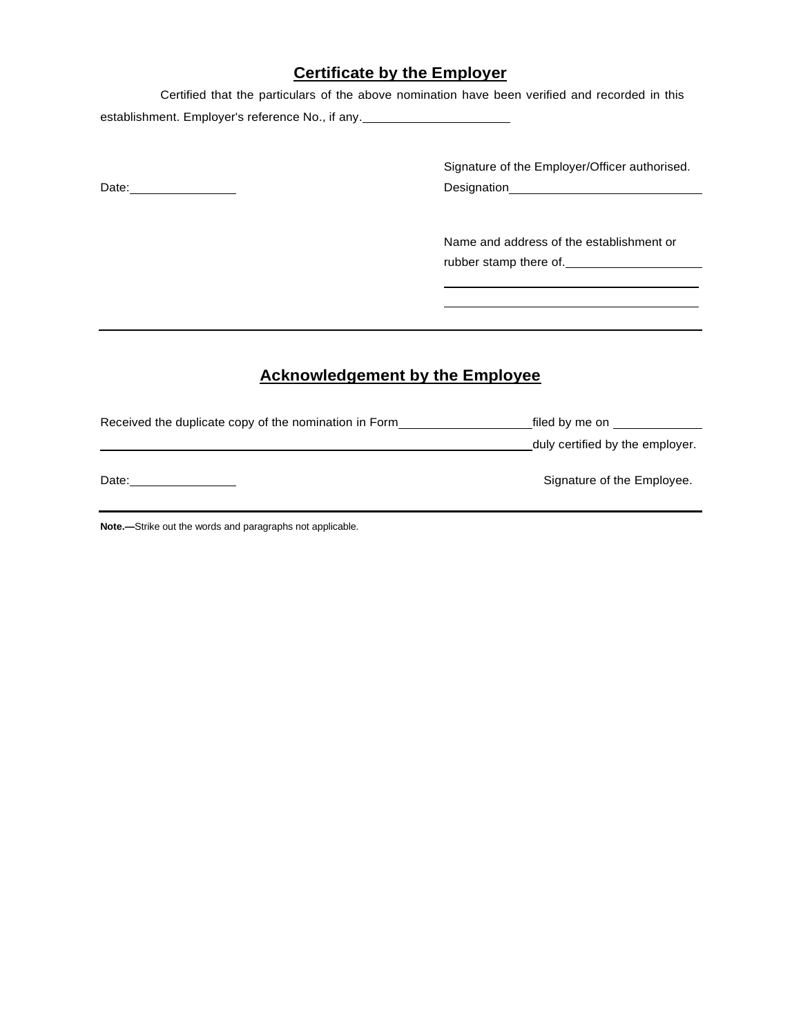## Certificate by the Employer

Certified that the particulars of the above nomination have been verified and recorded in this establishment. Employer's reference No., if any.____________________

Date:______________

Signature of the Employer/Officer authorised.

Designation__________________________

Name and address of the establishment or rubber stamp there of.__________________

____________________________________

____________________________________

---

## Acknowledgement by the Employee

Received the duplicate copy of the nomination in Form__________________filed by me on ____________ __________________________________________________________duly certified by the employer.

Date:______________

Signature of the Employee.

---

**Note.—**Strike out the words and paragraphs not applicable.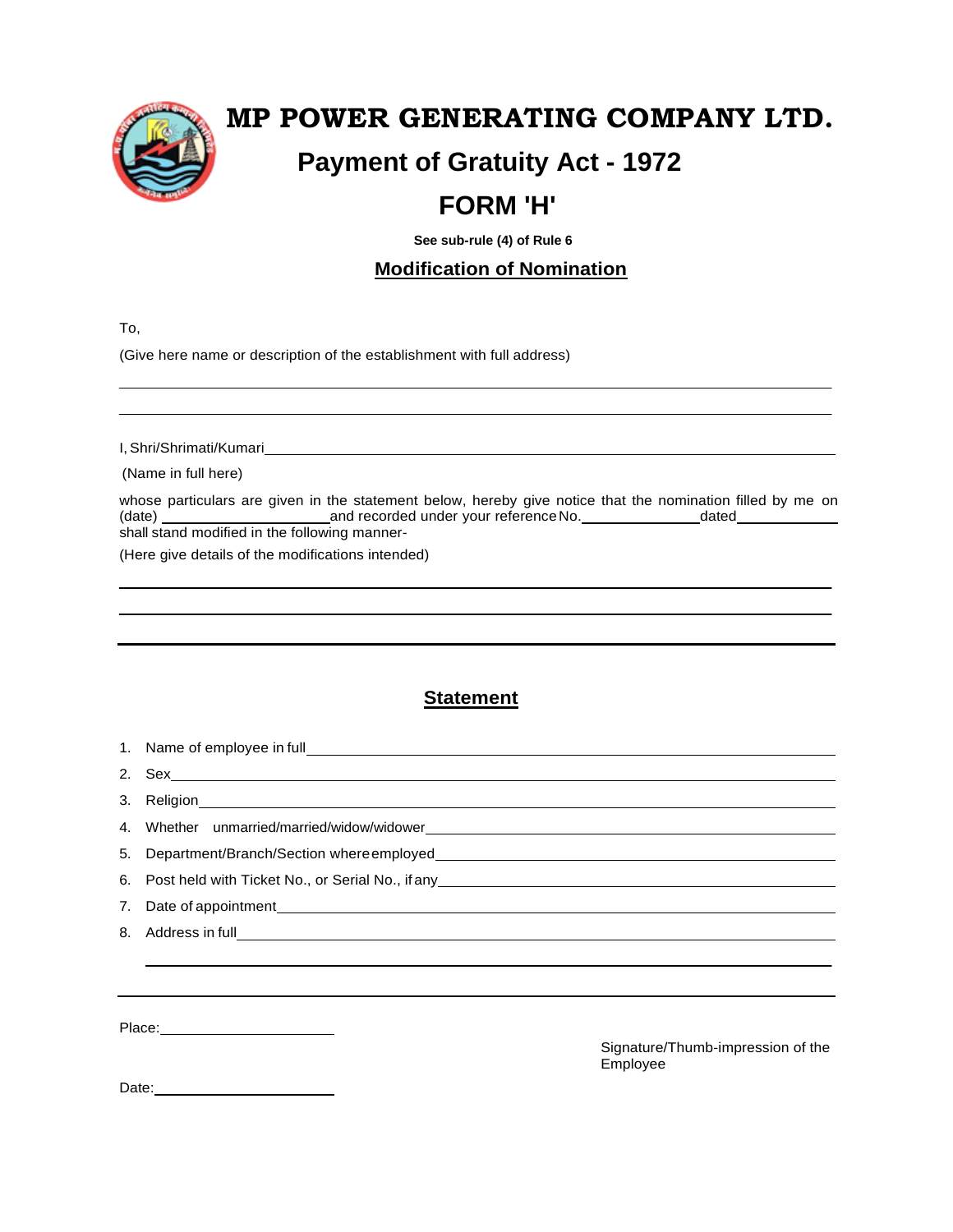# MP POWER GENERATING COMPANY LTD.

## Payment of Gratuity Act - 1972

## FORM 'H'

**See sub-rule (4) of Rule 6**

**Modification of Nomination**

To,

(Give here name or description of the establishment with full address)

______________________________________________________________________

______________________________________________________________________

I, Shri/Shrimati/Kumari______________________________________________________

(Name in full here)

whose particulars are given in the statement below, hereby give notice that the nomination filled by me on (date) ____________________ and recorded under your reference No. ______________ dated ____________ shall stand modified in the following manner-

(Here give details of the modifications intended)

______________________________________________________________________

______________________________________________________________________

______________________________________________________________________

## Statement

1. Name of employee in full______________________________________________
2. Sex______________________________________________________________
3. Religion__________________________________________________________
4. Whether unmarried/married/widow/widower______________________________
5. Department/Branch/Section where employed______________________________
6. Post held with Ticket No., or Serial No., if any___________________________
7. Date of appointment__________________________________________________
8. Address in full_______________________________________________________

   ______________________________________________________________________

______________________________________________________________________

Place:____________________

Signature/Thumb-impression of the Employee

Date:____________________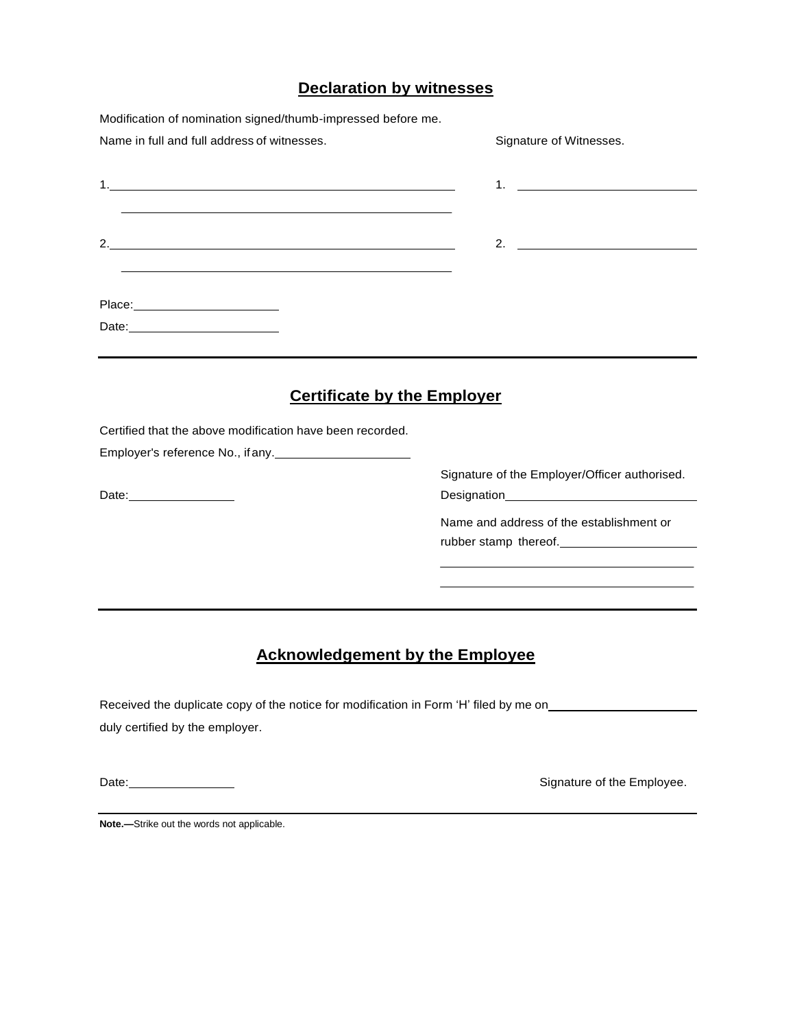## Declaration by witnesses

Modification of nomination signed/thumb-impressed before me.

Name in full and full address of witnesses. Signature of Witnesses.

1.\_\_\_\_\_\_\_\_\_\_\_\_\_\_\_\_\_\_\_\_\_\_\_\_\_\_\_\_\_\_\_\_\_\_\_\_\_\_\_\_ 1. \_\_\_\_\_\_\_\_\_\_\_\_\_\_\_\_\_\_\_\_\_\_\_\_

\_\_\_\_\_\_\_\_\_\_\_\_\_\_\_\_\_\_\_\_\_\_\_\_\_\_\_\_\_\_\_\_\_\_\_\_\_\_\_\_

2.\_\_\_\_\_\_\_\_\_\_\_\_\_\_\_\_\_\_\_\_\_\_\_\_\_\_\_\_\_\_\_\_\_\_\_\_\_\_\_\_ 2. \_\_\_\_\_\_\_\_\_\_\_\_\_\_\_\_\_\_\_\_\_\_\_\_

\_\_\_\_\_\_\_\_\_\_\_\_\_\_\_\_\_\_\_\_\_\_\_\_\_\_\_\_\_\_\_\_\_\_\_\_\_\_\_\_

Place:\_\_\_\_\_\_\_\_\_\_\_\_\_\_\_\_\_\_\_\_

Date:\_\_\_\_\_\_\_\_\_\_\_\_\_\_\_\_\_\_\_\_

---

## Certificate by the Employer

Certified that the above modification have been recorded.

Employer's reference No., if any.\_\_\_\_\_\_\_\_\_\_\_\_\_\_\_\_\_\_\_\_

Signature of the Employer/Officer authorised.

Date:\_\_\_\_\_\_\_\_\_\_\_\_\_\_\_

Designation\_\_\_\_\_\_\_\_\_\_\_\_\_\_\_\_\_\_\_\_\_\_\_\_\_\_\_\_

Name and address of the establishment or rubber stamp thereof.\_\_\_\_\_\_\_\_\_\_\_\_\_\_\_\_\_\_\_\_

\_\_\_\_\_\_\_\_\_\_\_\_\_\_\_\_\_\_\_\_\_\_\_\_\_\_\_\_\_\_\_\_\_\_\_\_

\_\_\_\_\_\_\_\_\_\_\_\_\_\_\_\_\_\_\_\_\_\_\_\_\_\_\_\_\_\_\_\_\_\_\_\_

---

## Acknowledgement by the Employee

Received the duplicate copy of the notice for modification in Form 'H' filed by me on\_\_\_\_\_\_\_\_\_\_\_\_\_\_\_\_\_\_\_\_\_\_ duly certified by the employer.

Date:\_\_\_\_\_\_\_\_\_\_\_\_\_\_\_

Signature of the Employee.

---

**Note.—**Strike out the words not applicable.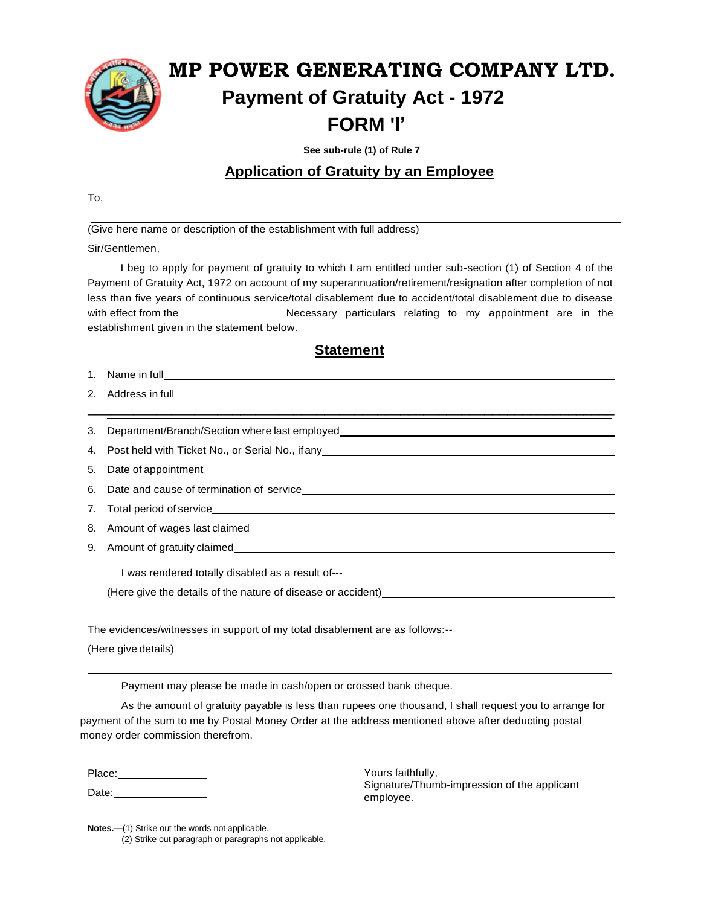# MP POWER GENERATING COMPANY LTD.

## Payment of Gratuity Act - 1972

## FORM 'I'

**See sub-rule (1) of Rule 7**

### Application of Gratuity by an Employee

To,

______________________________________________

(Give here name or description of the establishment with full address)

Sir/Gentlemen,

I beg to apply for payment of gratuity to which I am entitled under sub-section (1) of Section 4 of the Payment of Gratuity Act, 1972 on account of my superannuation/retirement/resignation after completion of not less than five years of continuous service/total disablement due to accident/total disablement due to disease with effect from the ________________ Necessary particulars relating to my appointment are in the establishment given in the statement below.

### Statement

1. Name in full ______________________________________________
2. Address in full ______________________________________________

   ______________________________________________
3. Department/Branch/Section where last employed ______________________________________________
4. Post held with Ticket No., or Serial No., if any ______________________________________________
5. Date of appointment ______________________________________________
6. Date and cause of termination of service ______________________________________________
7. Total period of service ______________________________________________
8. Amount of wages last claimed ______________________________________________
9. Amount of gratuity claimed ______________________________________________

I was rendered totally disabled as a result of---

(Here give the details of the nature of disease or accident) ______________________________________________

______________________________________________

The evidences/witnesses in support of my total disablement are as follows:--

(Here give details) ______________________________________________

______________________________________________

Payment may please be made in cash/open or crossed bank cheque.

As the amount of gratuity payable is less than rupees one thousand, I shall request you to arrange for payment of the sum to me by Postal Money Order at the address mentioned above after deducting postal money order commission therefrom.

Place: ________________

Date: ________________

Yours faithfully,
Signature/Thumb-impression of the applicant employee.

**Notes.—**(1) Strike out the words not applicable.
(2) Strike out paragraph or paragraphs not applicable.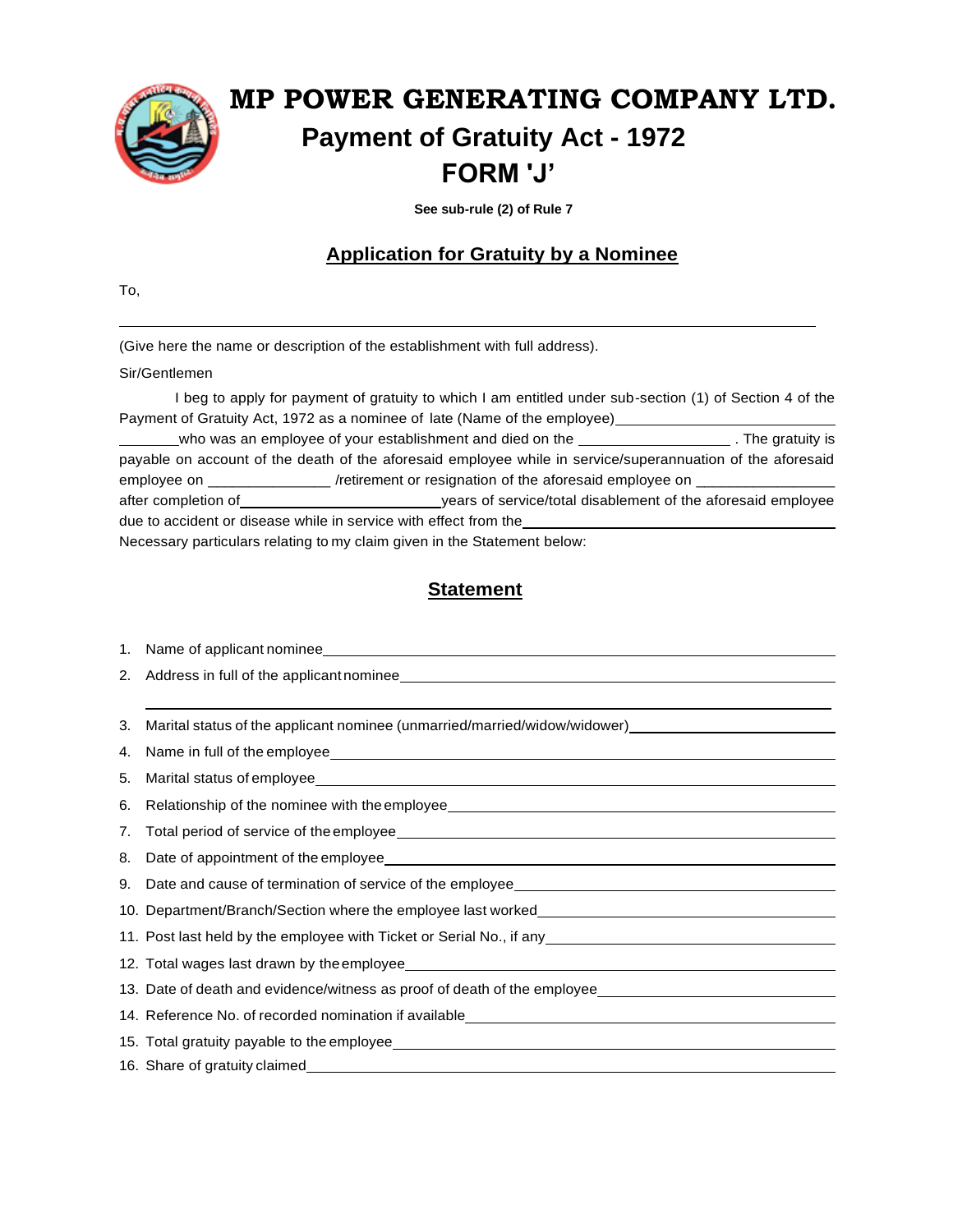# MP POWER GENERATING COMPANY LTD.

## Payment of Gratuity Act - 1972

## FORM 'J'

**See sub-rule (2) of Rule 7**

## Application for Gratuity by a Nominee

To,

______________________________________________________________________________

(Give here the name or description of the establishment with full address).

Sir/Gentlemen

I beg to apply for payment of gratuity to which I am entitled under sub-section (1) of Section 4 of the Payment of Gratuity Act, 1972 as a nominee of late (Name of the employee)________________________ ________who was an employee of your establishment and died on the ________________ . The gratuity is payable on account of the death of the aforesaid employee while in service/superannuation of the aforesaid employee on _______________ /retirement or resignation of the aforesaid employee on _________________ after completion of_________________________years of service/total disablement of the aforesaid employee due to accident or disease while in service with effect from the______________________________________ Necessary particulars relating to my claim given in the Statement below:

## Statement

1. Name of applicant nominee______________________________________________________
2. Address in full of the applicant nominee__________________________________________

    ______________________________________________________________________________
3. Marital status of the applicant nominee (unmarried/married/widow/widower)______________
4. Name in full of the employee____________________________________________________
5. Marital status of employee______________________________________________________
6. Relationship of the nominee with the employee_____________________________________
7. Total period of service of the employee___________________________________________
8. Date of appointment of the employee_____________________________________________
9. Date and cause of termination of service of the employee____________________________
10. Department/Branch/Section where the employee last worked__________________________
11. Post last held by the employee with Ticket or Serial No., if any_______________________
12. Total wages last drawn by the employee___________________________________________
13. Date of death and evidence/witness as proof of death of the employee__________________
14. Reference No. of recorded nomination if available__________________________________
15. Total gratuity payable to the employee____________________________________________
16. Share of gratuity claimed______________________________________________________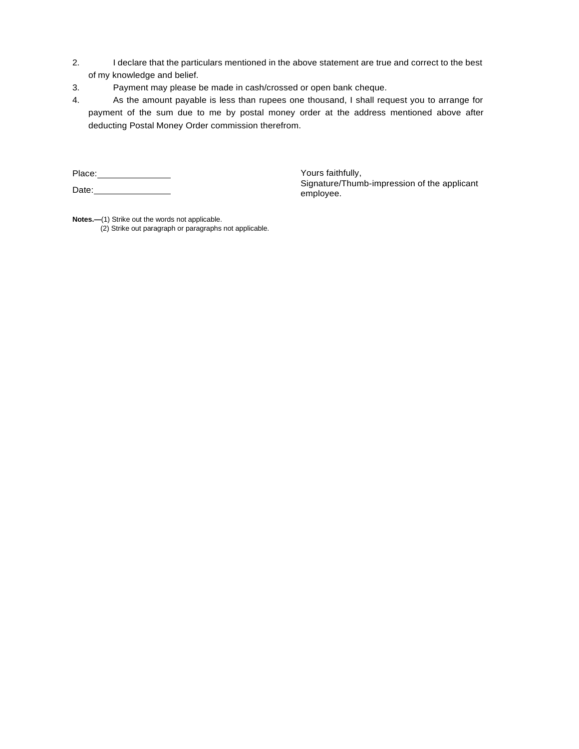2. I declare that the particulars mentioned in the above statement are true and correct to the best of my knowledge and belief.
3. Payment may please be made in cash/crossed or open bank cheque.
4. As the amount payable is less than rupees one thousand, I shall request you to arrange for payment of the sum due to me by postal money order at the address mentioned above after deducting Postal Money Order commission therefrom.

Place:\_\_\_\_\_\_\_\_\_\_\_\_\_\_\_

Date:\_\_\_\_\_\_\_\_\_\_\_\_\_\_\_\_

Yours faithfully,
Signature/Thumb-impression of the applicant employee.

**Notes.—**(1) Strike out the words not applicable.
(2) Strike out paragraph or paragraphs not applicable.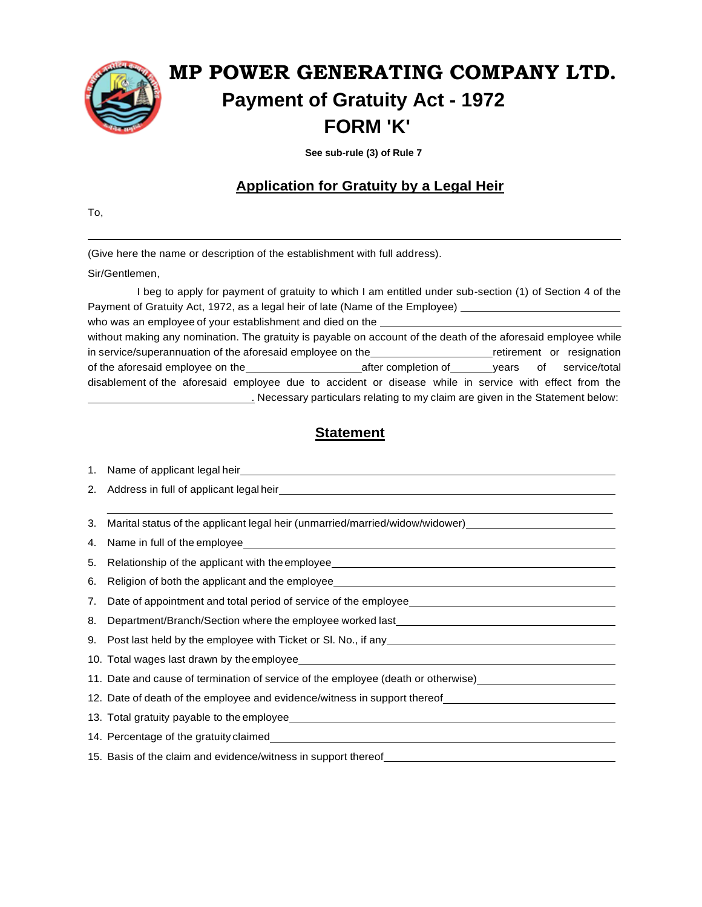# MP POWER GENERATING COMPANY LTD.

## Payment of Gratuity Act - 1972

## FORM 'K'

**See sub-rule (3) of Rule 7**

## Application for Gratuity by a Legal Heir

To,

\_\_\_\_\_\_\_\_\_\_\_\_\_\_\_\_\_\_\_\_\_\_\_\_\_\_\_\_\_\_\_\_\_\_\_\_\_\_\_\_\_\_\_\_\_\_\_\_\_\_\_\_\_\_\_\_\_\_

(Give here the name or description of the establishment with full address).

Sir/Gentlemen,

I beg to apply for payment of gratuity to which I am entitled under sub-section (1) of Section 4 of the Payment of Gratuity Act, 1972, as a legal heir of late (Name of the Employee) \_\_\_\_\_\_\_\_\_\_\_\_\_\_\_\_\_\_\_\_ who was an employee of your establishment and died on the \_\_\_\_\_\_\_\_\_\_\_\_\_\_\_\_\_\_\_\_ without making any nomination. The gratuity is payable on account of the death of the aforesaid employee while in service/superannuation of the aforesaid employee on the \_\_\_\_\_\_\_\_\_\_\_\_\_\_\_\_ retirement or resignation of the aforesaid employee on the \_\_\_\_\_\_\_\_\_\_\_\_\_\_\_\_ after completion of \_\_\_\_\_\_ years of service/total disablement of the aforesaid employee due to accident or disease while in service with effect from the \_\_\_\_\_\_\_\_\_\_\_\_\_\_\_\_\_\_\_\_. Necessary particulars relating to my claim are given in the Statement below:

## Statement

1. Name of applicant legal heir \_\_\_\_\_\_\_\_\_\_\_\_\_\_\_\_\_\_\_\_\_\_\_\_\_\_\_\_\_\_\_\_\_\_\_\_\_\_\_\_
2. Address in full of applicant legal heir \_\_\_\_\_\_\_\_\_\_\_\_\_\_\_\_\_\_\_\_\_\_\_\_\_\_\_\_\_\_\_\_\_\_\_\_\_\_\_\_
   \_\_\_\_\_\_\_\_\_\_\_\_\_\_\_\_\_\_\_\_\_\_\_\_\_\_\_\_\_\_\_\_\_\_\_\_\_\_\_\_\_\_\_\_\_\_\_\_\_\_\_\_\_\_\_\_\_\_
3. Marital status of the applicant legal heir (unmarried/married/widow/widower) \_\_\_\_\_\_\_\_\_\_\_\_\_\_\_\_\_\_\_\_
4. Name in full of the employee \_\_\_\_\_\_\_\_\_\_\_\_\_\_\_\_\_\_\_\_\_\_\_\_\_\_\_\_\_\_\_\_\_\_\_\_\_\_\_\_
5. Relationship of the applicant with the employee \_\_\_\_\_\_\_\_\_\_\_\_\_\_\_\_\_\_\_\_\_\_\_\_\_\_\_\_\_\_\_\_\_\_
6. Religion of both the applicant and the employee \_\_\_\_\_\_\_\_\_\_\_\_\_\_\_\_\_\_\_\_\_\_\_\_\_\_\_\_\_\_\_\_\_\_
7. Date of appointment and total period of service of the employee \_\_\_\_\_\_\_\_\_\_\_\_\_\_\_\_\_\_\_\_\_\_\_\_\_\_\_\_
8. Department/Branch/Section where the employee worked last \_\_\_\_\_\_\_\_\_\_\_\_\_\_\_\_\_\_\_\_\_\_\_\_\_\_\_\_
9. Post last held by the employee with Ticket or Sl. No., if any \_\_\_\_\_\_\_\_\_\_\_\_\_\_\_\_\_\_\_\_\_\_\_\_\_\_\_\_
10. Total wages last drawn by the employee \_\_\_\_\_\_\_\_\_\_\_\_\_\_\_\_\_\_\_\_\_\_\_\_\_\_\_\_\_\_\_\_\_\_\_\_\_\_\_\_
11. Date and cause of termination of service of the employee (death or otherwise) \_\_\_\_\_\_\_\_\_\_\_\_\_\_\_\_\_\_\_\_
12. Date of death of the employee and evidence/witness in support thereof \_\_\_\_\_\_\_\_\_\_\_\_\_\_\_\_\_\_\_\_\_\_\_\_
13. Total gratuity payable to the employee \_\_\_\_\_\_\_\_\_\_\_\_\_\_\_\_\_\_\_\_\_\_\_\_\_\_\_\_\_\_\_\_\_\_\_\_\_\_\_\_
14. Percentage of the gratuity claimed \_\_\_\_\_\_\_\_\_\_\_\_\_\_\_\_\_\_\_\_\_\_\_\_\_\_\_\_\_\_\_\_\_\_\_\_\_\_\_\_
15. Basis of the claim and evidence/witness in support thereof \_\_\_\_\_\_\_\_\_\_\_\_\_\_\_\_\_\_\_\_\_\_\_\_\_\_\_\_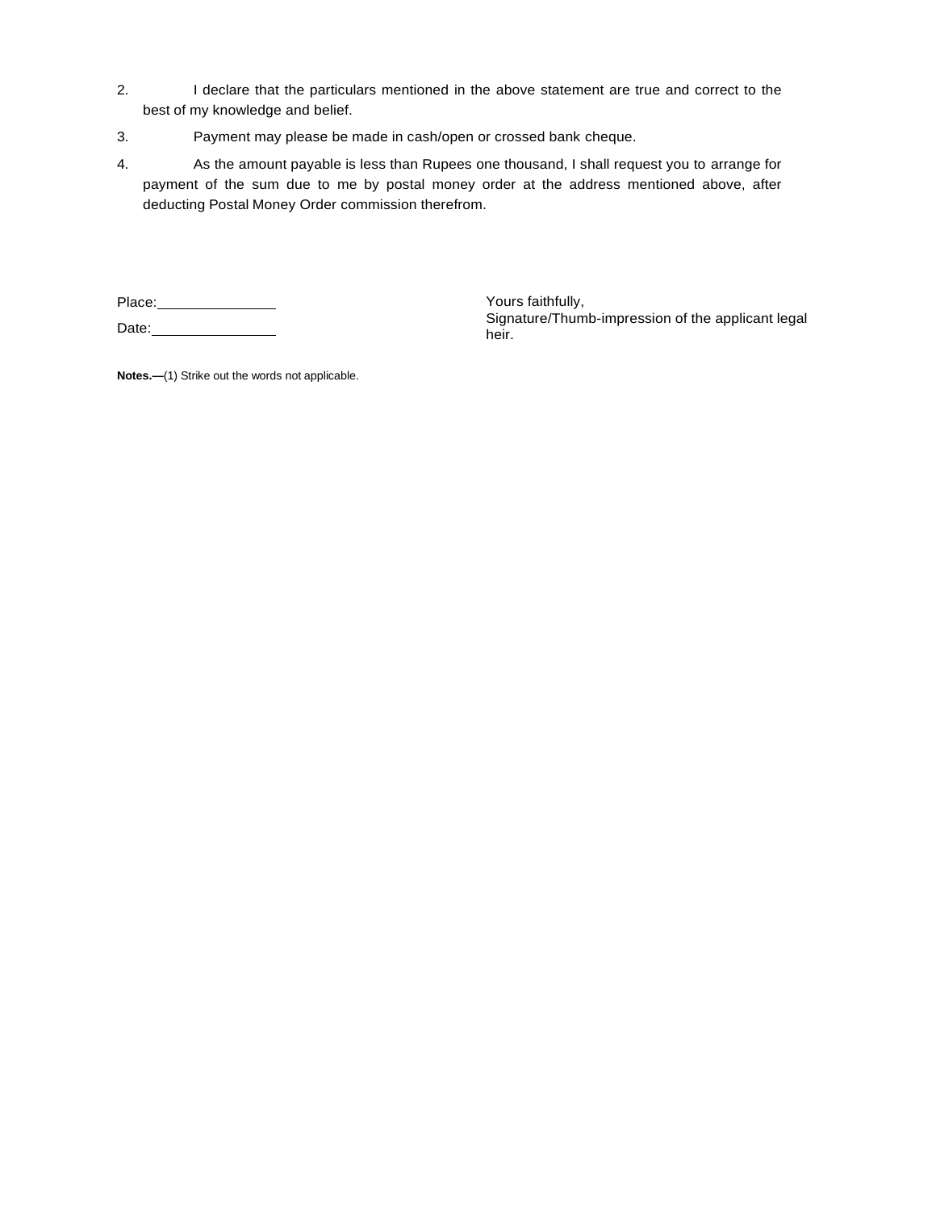2. I declare that the particulars mentioned in the above statement are true and correct to the best of my knowledge and belief.

3. Payment may please be made in cash/open or crossed bank cheque.

4. As the amount payable is less than Rupees one thousand, I shall request you to arrange for payment of the sum due to me by postal money order at the address mentioned above, after deducting Postal Money Order commission therefrom.

Place:_______________

Date:_______________

Yours faithfully,
Signature/Thumb-impression of the applicant legal heir.

**Notes.—**(1) Strike out the words not applicable.